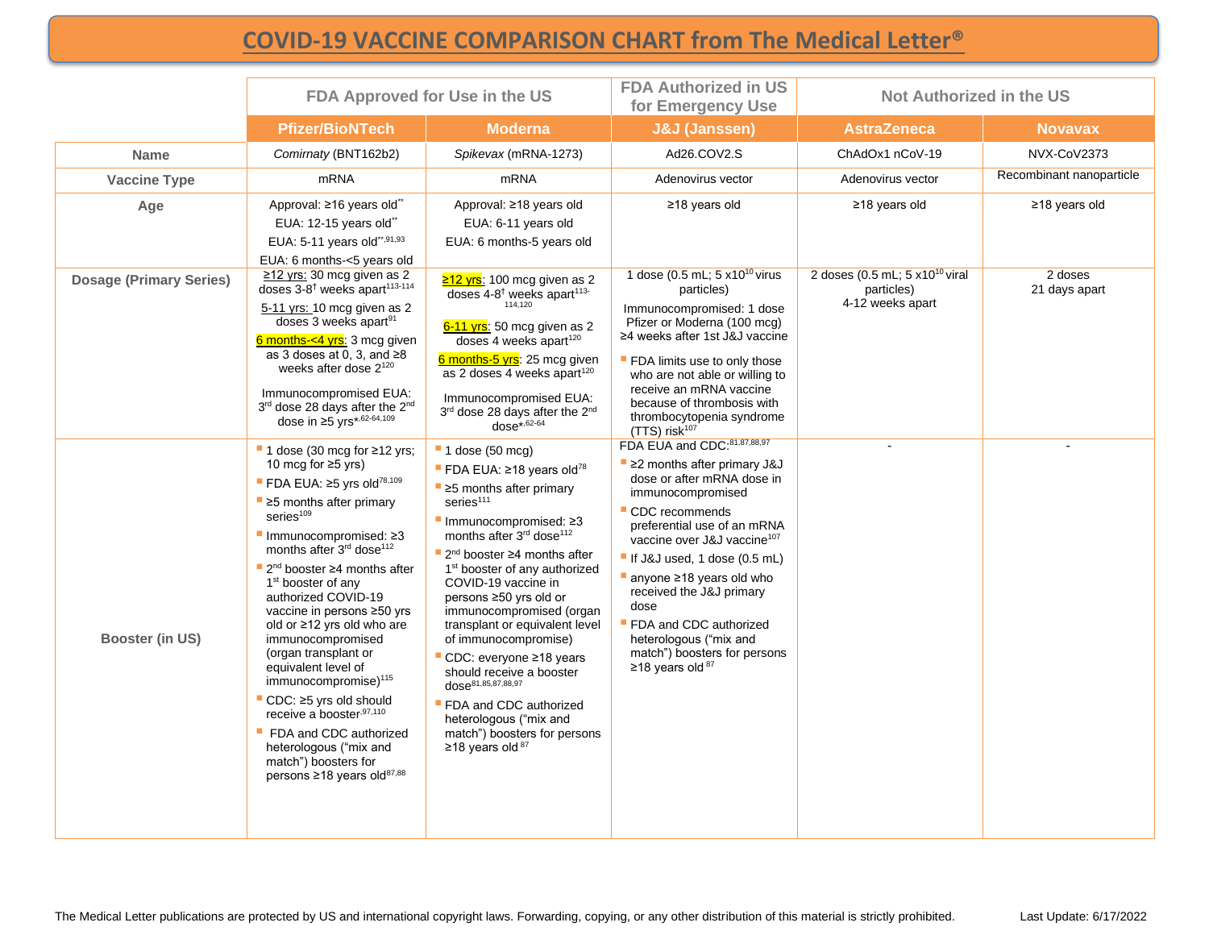# COVID-19 VACCINE COMPARISON CHART from The Medical Letter®

| | FDA Approved for Use in the US | | FDA Authorized in US for Emergency Use | Not Authorized in the US | |
|---|---|---|---|---|---|
| | **Pfizer/BioNTech** | **Moderna** | **J&J (Janssen)** | **AstraZeneca** | **Novavax** |
| **Name** | *Comirnaty* (BNT162b2) | *Spikevax* (mRNA-1273) | Ad26.COV2.S | ChAdOx1 nCoV-19 | NVX-CoV2373 |
| **Vaccine Type** | mRNA | mRNA | Adenovirus vector | Adenovirus vector | Recombinant nanoparticle |
| **Age** | Approval: ≥16 years old** <br> EUA: 12-15 years old** <br> EUA: 5-11 years old**,[91,93] <br> EUA: 6 months-<5 years old | Approval: ≥18 years old <br> EUA: 6-11 years old <br> EUA: 6 months-5 years old | ≥18 years old | ≥18 years old | ≥18 years old |
| **Dosage (Primary Series)** | ≥12 yrs: 30 mcg given as 2 doses 3-8† weeks apart[113-114] <br> 5-11 yrs: 10 mcg given as 2 doses 3 weeks apart[91] <br> 6 months-<4 yrs: 3 mcg given as 3 doses at 0, 3, and ≥8 weeks after dose 2[120] <br> Immunocompromised EUA: 3rd dose 28 days after the 2nd dose in ≥5 yrs*,[62-64,109] | ≥12 yrs: 100 mcg given as 2 doses 4-8† weeks apart[113-114,120] <br> 6-11 yrs: 50 mcg given as 2 doses 4 weeks apart[120] <br> 6 months-5 yrs: 25 mcg given as 2 doses 4 weeks apart[120] <br> Immunocompromised EUA: 3rd dose 28 days after the 2nd dose*,[62-64] | 1 dose (0.5 mL; 5 x10[10] virus particles) <br> Immunocompromised: 1 dose Pfizer or Moderna (100 mcg) ≥4 weeks after 1st J&J vaccine <br> ▪ FDA limits use to only those who are not able or willing to receive an mRNA vaccine because of thrombosis with thrombocytopenia syndrome (TTS) risk[107] | 2 doses (0.5 mL; 5 x10[10] viral particles) <br> 4-12 weeks apart | 2 doses <br> 21 days apart |
| **Booster (in US)** | ▪ 1 dose (30 mcg for ≥12 yrs; 10 mcg for ≥5 yrs) <br> ▪ FDA EUA: ≥5 yrs old[78,109] <br> ▪ ≥5 months after primary series[109] <br> ▪ Immunocompromised: ≥3 months after 3rd dose[112] <br> ▪ 2nd booster ≥4 months after 1st booster of any authorized COVID-19 vaccine in persons ≥50 yrs old or ≥12 yrs old who are immunocompromised (organ transplant or equivalent level of immunocompromise)[115] <br> ▪ CDC: ≥5 yrs old should receive a booster[97,110] <br> ▪ FDA and CDC authorized heterologous ("mix and match") boosters for persons ≥18 years old[87,88] | ▪ 1 dose (50 mcg) <br> ▪ FDA EUA: ≥18 years old[78] <br> ▪ ≥5 months after primary series[111] <br> ▪ Immunocompromised: ≥3 months after 3rd dose[112] <br> ▪ 2nd booster ≥4 months after 1st booster of any authorized COVID-19 vaccine in persons ≥50 yrs old or immunocompromised (organ transplant or equivalent level of immunocompromise) <br> ▪ CDC: everyone ≥18 years should receive a booster dose[81,85,87,88,97] <br> ▪ FDA and CDC authorized heterologous ("mix and match") boosters for persons ≥18 years old[87] | FDA EUA and CDC:[81,87,88,97] <br> ▪ ≥2 months after primary J&J dose or after mRNA dose in immunocompromised <br> ▪ CDC recommends preferential use of an mRNA vaccine over J&J vaccine[107] <br> ▪ If J&J used, 1 dose (0.5 mL) <br> ▪ anyone ≥18 years old who received the J&J primary dose <br> ▪ FDA and CDC authorized heterologous ("mix and match") boosters for persons ≥18 years old[87] | - | - |

The Medical Letter publications are protected by US and international copyright laws. Forwarding, copying, or any other distribution of this material is strictly prohibited.

Last Update: 6/17/2022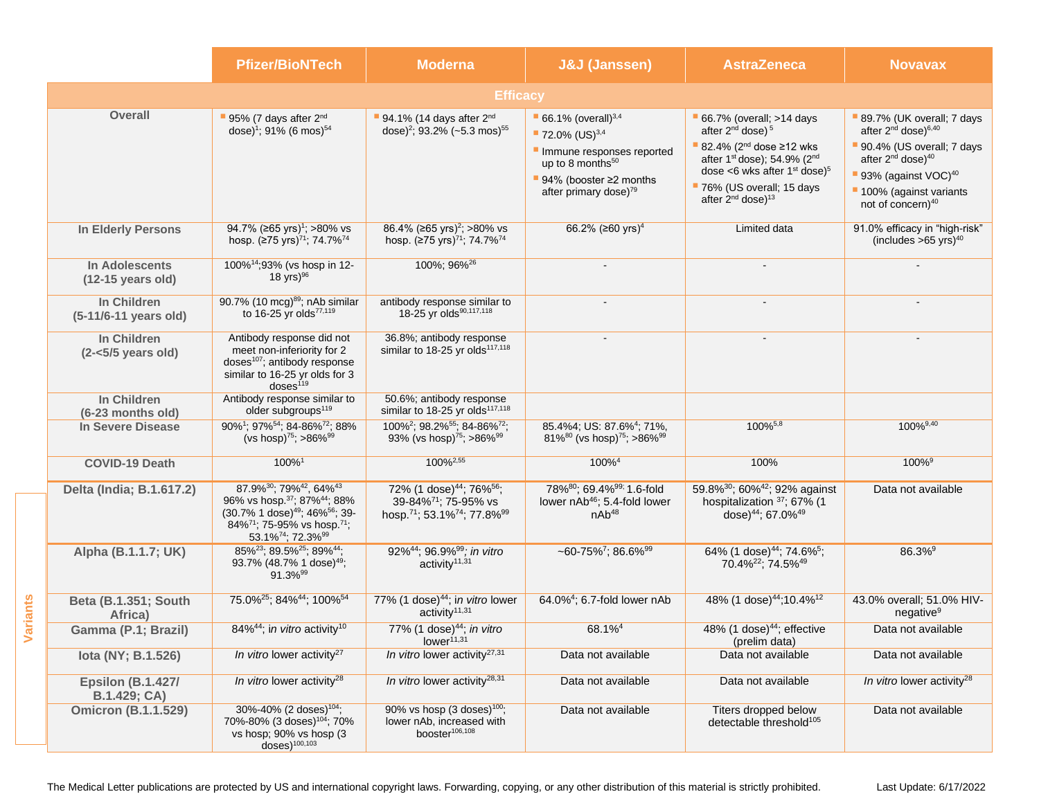| | Pfizer/BioNTech | Moderna | J&J (Janssen) | AstraZeneca | Novavax |
|---|---|---|---|---|---|
| **Efficacy** | | | | | |
| **Overall** | 95% (7 days after 2nd dose)[1]; 91% (6 mos)[54] | 94.1% (14 days after 2nd dose)[2]; 93.2% (~5.3 mos)[55] | 66.1% (overall)[3,4]; 72.0% (US)[3,4]; Immune responses reported up to 8 months[50]; 94% (booster ≥2 months after primary dose)[79] | 66.7% (overall; >14 days after 2nd dose)[5]; 82.4% (2nd dose ≥12 wks after 1st dose); 54.9% (2nd dose <6 wks after 1st dose)[5]; 76% (US overall; 15 days after 2nd dose)[13] | 89.7% (UK overall; 7 days after 2nd dose)[6,40]; 90.4% (US overall; 7 days after 2nd dose)[40]; 93% (against VOC)[40]; 100% (against variants not of concern)[40] |
| **In Elderly Persons** | 94.7% (≥65 yrs)[1]; >80% vs hosp. (≥75 yrs)[71]; 74.7%[74] | 86.4% (≥65 yrs)[2]; >80% vs hosp. (≥75 yrs)[71]; 74.7%[74] | 66.2% (≥60 yrs)[4] | Limited data | 91.0% efficacy in "high-risk" (includes >65 yrs)[40] |
| **In Adolescents (12-15 years old)** | 100%[14];93% (vs hosp in 12-18 yrs)[96] | 100%; 96%[26] | - | - | - |
| **In Children (5-11/6-11 years old)** | 90.7% (10 mcg)[89]; nAb similar to 16-25 yr olds[77,119] | antibody response similar to 18-25 yr olds[90,117,118] | - | - | - |
| **In Children (2-<5/5 years old)** | Antibody response did not meet non-inferiority for 2 doses[107]; antibody response similar to 16-25 yr olds for 3 doses[119] | 36.8%; antibody response similar to 18-25 yr olds[117,118] | - | - | - |
| **In Children (6-23 months old)** | Antibody response similar to older subgroups[119] | 50.6%; antibody response similar to 18-25 yr olds[117,118] | | | |
| **In Severe Disease** | 90%[1]; 97%[54]; 84-86%[72]; 88% (vs hosp)[75]; >86%[99] | 100%[2]; 98.2%[55]; 84-86%[72]; 93% (vs hosp)[75]; >86%[99] | 85.4%4; US: 87.6%[4]; 71%, 81%[80] (vs hosp)[75]; >86%[99] | 100%[5,8] | 100%[9,40] |
| **COVID-19 Death** | 100%[1] | 100%[2,55] | 100%[4] | 100% | 100%[9] |
| **Variants** | | | | | |
| **Delta (India; B.1.617.2)** | 87.9%[30]; 79%[42], 64%[43] 96% vs hosp.[37]; 87%[44]; 88% (30.7% 1 dose)[49]; 46%[56]; 39-84%[71]; 75-95% vs hosp.[71]; 53.1%[74]; 72.3%[99] | 72% (1 dose)[44]; 76%[56]; 39-84%[71]; 75-95% vs hosp.[71]; 53.1%[74]; 77.8%[99] | 78%[80]; 69.4%[99]; 1.6-fold lower nAb[46]; 5.4-fold lower nAb[48] | 59.8%[30]; 60%[42]; 92% against hospitalization [37]; 67% (1 dose)[44]; 67.0%[49] | Data not available |
| **Alpha (B.1.1.7; UK)** | 85%[23]; 89.5%[25]; 89%[44]; 93.7% (48.7% 1 dose)[49]; 91.3%[99] | 92%[44]; 96.9%[99]; *in vitro* activity[11,31] | ~60-75%[7]; 86.6%[99] | 64% (1 dose)[44]; 74.6%[5]; 70.4%[22]; 74.5%[49] | 86.3%[9] |
| **Beta (B.1.351; South Africa)** | 75.0%[25]; 84%[44]; 100%[54] | 77% (1 dose)[44]; *in vitro* lower activity[11,31] | 64.0%[4]; 6.7-fold lower nAb | 48% (1 dose)[44];10.4%[12] | 43.0% overall; 51.0% HIV-negative[9] |
| **Gamma (P.1; Brazil)** | 84%[44]; *in vitro* activity[10] | 77% (1 dose)[44]; *in vitro* lower[11,31] | 68.1%[4] | 48% (1 dose)[44]; effective (prelim data) | Data not available |
| **Iota (NY; B.1.526)** | *In vitro* lower activity[27] | *In vitro* lower activity[27,31] | Data not available | Data not available | Data not available |
| **Epsilon (B.1.427/ B.1.429; CA)** | *In vitro* lower activity[28] | *In vitro* lower activity[28,31] | Data not available | Data not available | *In vitro* lower activity[28] |
| **Omicron (B.1.1.529)** | 30%-40% (2 doses)[104]; 70%-80% (3 doses)[104]; 70% vs hosp; 90% vs hosp (3 doses)[100,103] | 90% vs hosp (3 doses)[100]; lower nAb, increased with booster[106,108] | Data not available | Titers dropped below detectable threshold[105] | Data not available |

The Medical Letter publications are protected by US and international copyright laws. Forwarding, copying, or any other distribution of this material is strictly prohibited.

Last Update: 6/17/2022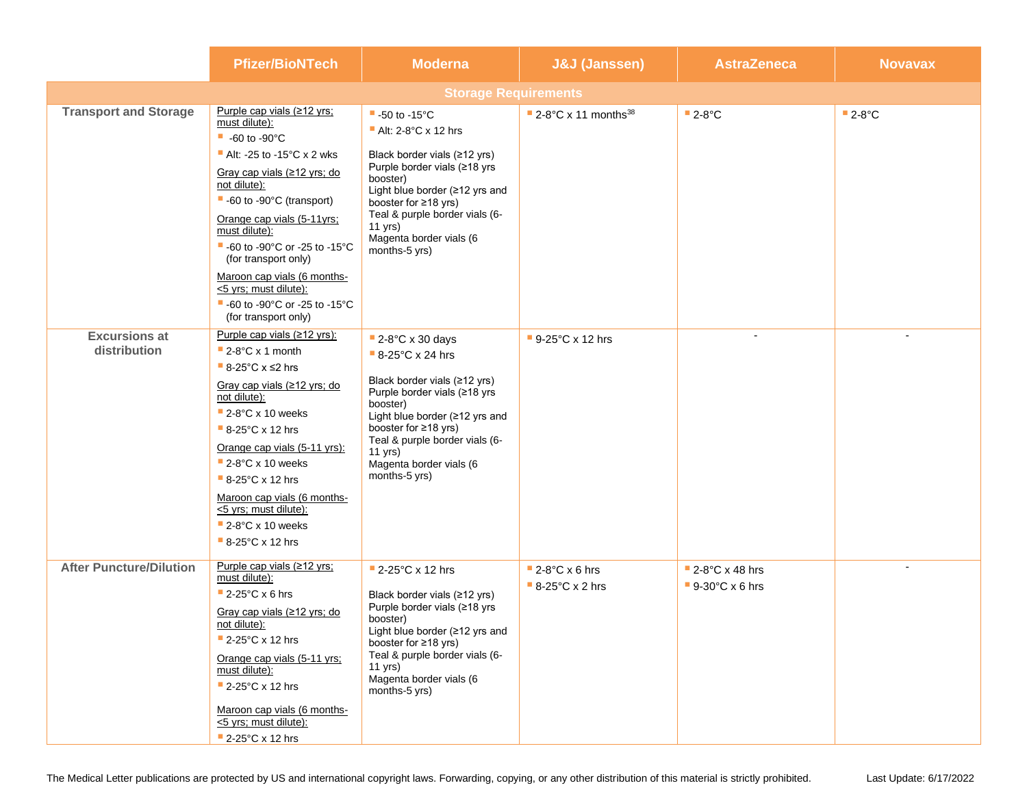| | Pfizer/BioNTech | Moderna | J&J (Janssen) | AstraZeneca | Novavax |
|---|---|---|---|---|---|
| **Storage Requirements** | | | | | |
| **Transport and Storage** | Purple cap vials (≥12 yrs; must dilute):<br>▪ -60 to -90°C<br>▪ Alt: -25 to -15°C x 2 wks<br>Gray cap vials (≥12 yrs; do not dilute):<br>▪ -60 to -90°C (transport)<br>Orange cap vials (5-11yrs; must dilute):<br>▪ -60 to -90°C or -25 to -15°C (for transport only)<br>Maroon cap vials (6 months-<5 yrs; must dilute):<br>▪ -60 to -90°C or -25 to -15°C (for transport only) | ▪ -50 to -15°C<br>▪ Alt: 2-8°C x 12 hrs<br><br>Black border vials (≥12 yrs)<br>Purple border vials (≥18 yrs booster)<br>Light blue border (≥12 yrs and booster for ≥18 yrs)<br>Teal & purple border vials (6-11 yrs)<br>Magenta border vials (6 months-5 yrs) | ▪ 2-8°C x 11 months[38] | ▪ 2-8°C | ▪ 2-8°C |
| **Excursions at distribution** | Purple cap vials (≥12 yrs):<br>▪ 2-8°C x 1 month<br>▪ 8-25°C x ≤2 hrs<br>Gray cap vials (≥12 yrs; do not dilute):<br>▪ 2-8°C x 10 weeks<br>▪ 8-25°C x 12 hrs<br>Orange cap vials (5-11 yrs):<br>▪ 2-8°C x 10 weeks<br>▪ 8-25°C x 12 hrs<br>Maroon cap vials (6 months-<5 yrs; must dilute):<br>▪ 2-8°C x 10 weeks<br>▪ 8-25°C x 12 hrs | ▪ 2-8°C x 30 days<br>▪ 8-25°C x 24 hrs<br><br>Black border vials (≥12 yrs)<br>Purple border vials (≥18 yrs booster)<br>Light blue border (≥12 yrs and booster for ≥18 yrs)<br>Teal & purple border vials (6-11 yrs)<br>Magenta border vials (6 months-5 yrs) | ▪ 9-25°C x 12 hrs | - | - |
| **After Puncture/Dilution** | Purple cap vials (≥12 yrs; must dilute):<br>▪ 2-25°C x 6 hrs<br>Gray cap vials (≥12 yrs; do not dilute):<br>▪ 2-25°C x 12 hrs<br>Orange cap vials (5-11 yrs; must dilute):<br>▪ 2-25°C x 12 hrs<br>Maroon cap vials (6 months-<5 yrs; must dilute):<br>▪ 2-25°C x 12 hrs | ▪ 2-25°C x 12 hrs<br><br>Black border vials (≥12 yrs)<br>Purple border vials (≥18 yrs booster)<br>Light blue border (≥12 yrs and booster for ≥18 yrs)<br>Teal & purple border vials (6-11 yrs)<br>Magenta border vials (6 months-5 yrs) | ▪ 2-8°C x 6 hrs<br>▪ 8-25°C x 2 hrs | ▪ 2-8°C x 48 hrs<br>▪ 9-30°C x 6 hrs | - |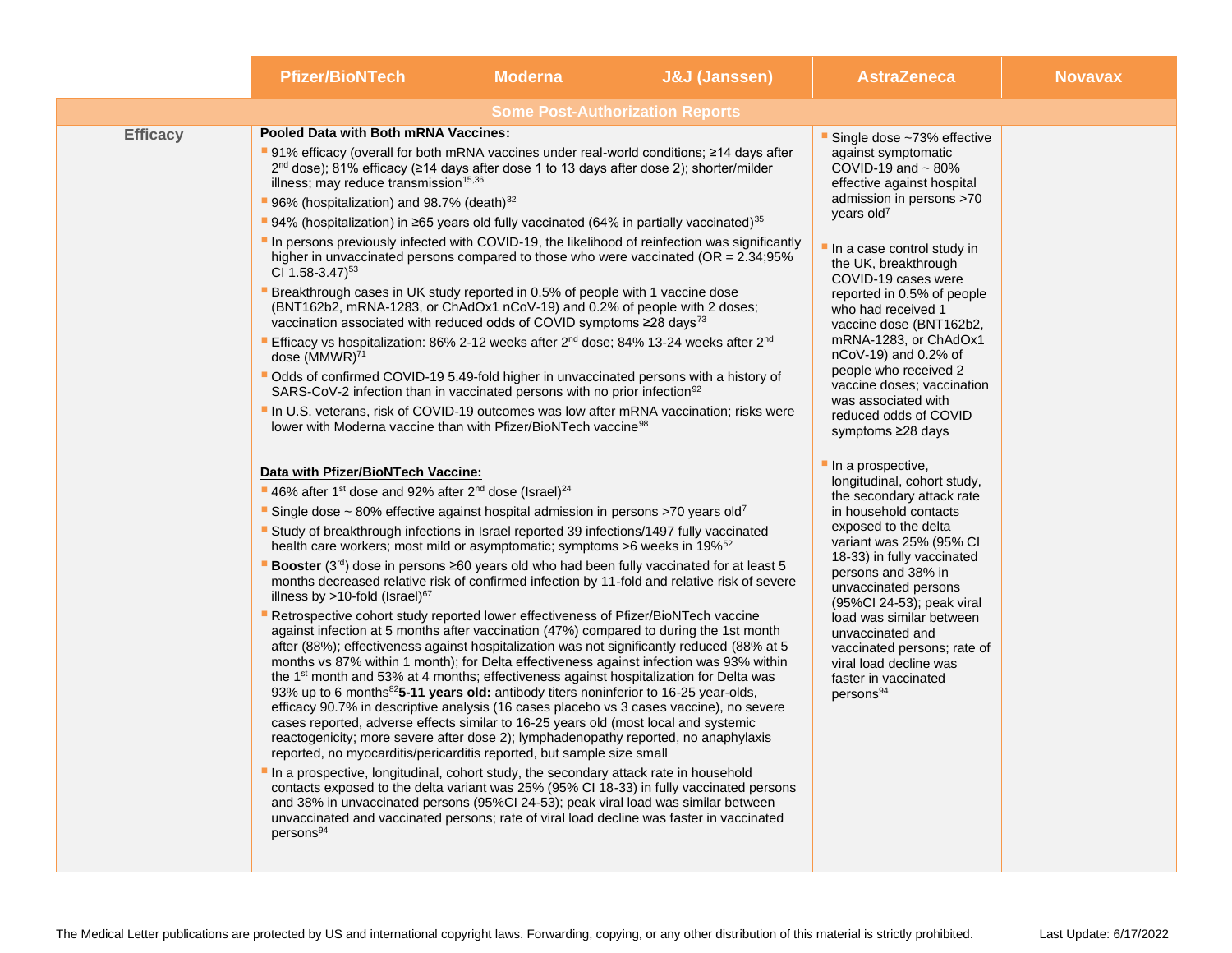| | Pfizer/BioNTech | Moderna | J&J (Janssen) | AstraZeneca | Novavax |
|---|---|---|---|---|---|
| **Some Post-Authorization Reports** | | | | | |
| **Efficacy** | **Pooled Data with Both mRNA Vaccines:**<br>▪ 91% efficacy (overall for both mRNA vaccines under real-world conditions; ≥14 days after 2nd dose); 81% efficacy (≥14 days after dose 1 to 13 days after dose 2); shorter/milder illness; may reduce transmission[15,36]<br>▪ 96% (hospitalization) and 98.7% (death)[32]<br>▪ 94% (hospitalization) in ≥65 years old fully vaccinated (64% in partially vaccinated)[35]<br>▪ In persons previously infected with COVID-19, the likelihood of reinfection was significantly higher in unvaccinated persons compared to those who were vaccinated (OR = 2.34;95% CI 1.58-3.47)[53]<br>▪ Breakthrough cases in UK study reported in 0.5% of people with 1 vaccine dose (BNT162b2, mRNA-1283, or ChAdOx1 nCoV-19) and 0.2% of people with 2 doses; vaccination associated with reduced odds of COVID symptoms ≥28 days[73]<br>▪ Efficacy vs hospitalization: 86% 2-12 weeks after 2nd dose; 84% 13-24 weeks after 2nd dose (MMWR)[71]<br>▪ Odds of confirmed COVID-19 5.49-fold higher in unvaccinated persons with a history of SARS-CoV-2 infection than in vaccinated persons with no prior infection[92]<br>▪ In U.S. veterans, risk of COVID-19 outcomes was low after mRNA vaccination; risks were lower with Moderna vaccine than with Pfizer/BioNTech vaccine[98]<br><br>**Data with Pfizer/BioNTech Vaccine:**<br>▪ 46% after 1st dose and 92% after 2nd dose (Israel)[24]<br>▪ Single dose ~ 80% effective against hospital admission in persons >70 years old[7]<br>▪ Study of breakthrough infections in Israel reported 39 infections/1497 fully vaccinated health care workers; most mild or asymptomatic; symptoms >6 weeks in 19%[52]<br>▪ **Booster** (3rd) dose in persons ≥60 years old who had been fully vaccinated for at least 5 months decreased relative risk of confirmed infection by 11-fold and relative risk of severe illness by >10-fold (Israel)[67]<br>▪ Retrospective cohort study reported lower effectiveness of Pfizer/BioNTech vaccine against infection at 5 months after vaccination (47%) compared to during the 1st month after (88%); effectiveness against hospitalization was not significantly reduced (88% at 5 months vs 87% within 1 month); for Delta effectiveness against infection was 93% within the 1st month and 53% at 4 months; effectiveness against hospitalization for Delta was 93% up to 6 months[82] **5-11 years old:** antibody titers noninferior to 16-25 year-olds, efficacy 90.7% in descriptive analysis (16 cases placebo vs 3 cases vaccine), no severe cases reported, adverse effects similar to 16-25 years old (most local and systemic reactogenicity; more severe after dose 2); lymphadenopathy reported, no anaphylaxis reported, no myocarditis/pericarditis reported, but sample size small<br>▪ In a prospective, longitudinal, cohort study, the secondary attack rate in household contacts exposed to the delta variant was 25% (95% CI 18-33) in fully vaccinated persons and 38% in unvaccinated persons (95%CI 24-53); peak viral load was similar between unvaccinated and vaccinated persons; rate of viral load decline was faster in vaccinated persons[94] | | | ▪ Single dose ~73% effective against symptomatic COVID-19 and ~ 80% effective against hospital admission in persons >70 years old[7]<br><br>▪ In a case control study in the UK, breakthrough COVID-19 cases were reported in 0.5% of people who had received 1 vaccine dose (BNT162b2, mRNA-1283, or ChAdOx1 nCoV-19) and 0.2% of people who received 2 vaccine doses; vaccination was associated with reduced odds of COVID symptoms ≥28 days<br><br>▪ In a prospective, longitudinal, cohort study, the secondary attack rate in household contacts exposed to the delta variant was 25% (95% CI 18-33) in fully vaccinated persons and 38% in unvaccinated persons (95%CI 24-53); peak viral load was similar between unvaccinated and vaccinated persons; rate of viral load decline was faster in vaccinated persons[94] | |

The Medical Letter publications are protected by US and international copyright laws. Forwarding, copying, or any other distribution of this material is strictly prohibited. Last Update: 6/17/2022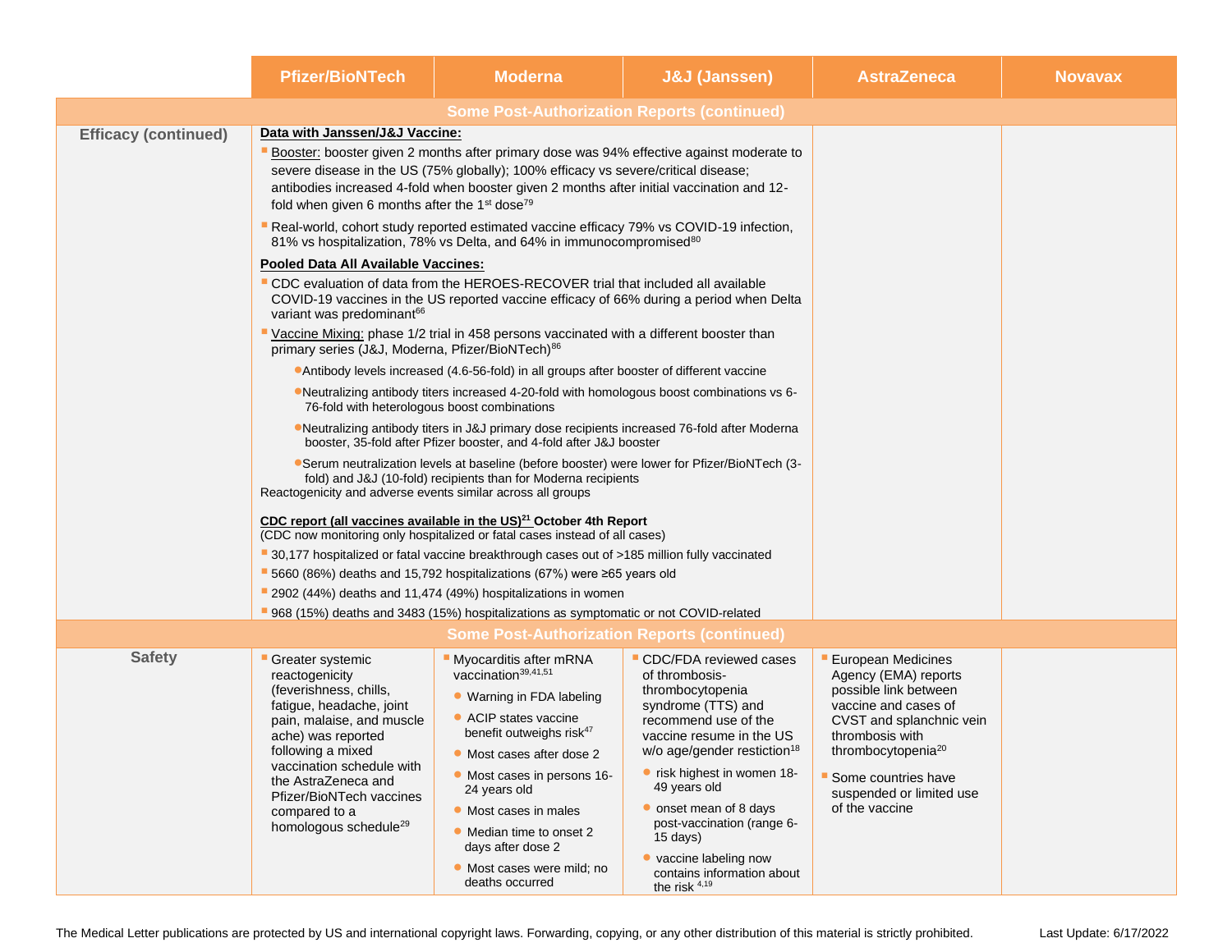| | Pfizer/BioNTech | Moderna | J&J (Janssen) | AstraZeneca | Novavax |
|---|---|---|---|---|---|
| **Some Post-Authorization Reports (continued)** | | | | | |
| **Efficacy (continued)** | **Data with Janssen/J&J Vaccine:**<br>▪ Booster: booster given 2 months after primary dose was 94% effective against moderate to severe disease in the US (75% globally); 100% efficacy vs severe/critical disease; antibodies increased 4-fold when booster given 2 months after initial vaccination and 12-fold when given 6 months after the 1st dose[79]<br>▪ Real-world, cohort study reported estimated vaccine efficacy 79% vs COVID-19 infection, 81% vs hospitalization, 78% vs Delta, and 64% in immunocompromised[80]<br>**Pooled Data All Available Vaccines:**<br>▪ CDC evaluation of data from the HEROES-RECOVER trial that included all available COVID-19 vaccines in the US reported vaccine efficacy of 66% during a period when Delta variant was predominant[66]<br>▪ Vaccine Mixing: phase 1/2 trial in 458 persons vaccinated with a different booster than primary series (J&J, Moderna, Pfizer/BioNTech)[86]<br>• Antibody levels increased (4.6-56-fold) in all groups after booster of different vaccine<br>• Neutralizing antibody titers increased 4-20-fold with homologous boost combinations vs 6-76-fold with heterologous boost combinations<br>• Neutralizing antibody titers in J&J primary dose recipients increased 76-fold after Moderna booster, 35-fold after Pfizer booster, and 4-fold after J&J booster<br>• Serum neutralization levels at baseline (before booster) were lower for Pfizer/BioNTech (3-fold) and J&J (10-fold) recipients than for Moderna recipients<br>Reactogenicity and adverse events similar across all groups<br>**CDC report (all vaccines available in the US)[21] October 4th Report**<br>(CDC now monitoring only hospitalized or fatal cases instead of all cases)<br>▪ 30,177 hospitalized or fatal vaccine breakthrough cases out of >185 million fully vaccinated<br>▪ 5660 (86%) deaths and 15,792 hospitalizations (67%) were ≥65 years old<br>▪ 2902 (44%) deaths and 11,474 (49%) hospitalizations in women<br>▪ 968 (15%) deaths and 3483 (15%) hospitalizations as symptomatic or not COVID-related | | | | |
| **Some Post-Authorization Reports (continued)** | | | | | |
| **Safety** | ▪ Greater systemic reactogenicity (feverishness, chills, fatigue, headache, joint pain, malaise, and muscle ache) was reported following a mixed vaccination schedule with the AstraZeneca and Pfizer/BioNTech vaccines compared to a homologous schedule[29] | ▪ Myocarditis after mRNA vaccination[39,41,51]<br>• Warning in FDA labeling<br>• ACIP states vaccine benefit outweighs risk[47]<br>• Most cases after dose 2<br>• Most cases in persons 16-24 years old<br>• Most cases in males<br>• Median time to onset 2 days after dose 2<br>• Most cases were mild; no deaths occurred | ▪ CDC/FDA reviewed cases of thrombosis-thrombocytopenia syndrome (TTS) and recommend use of the vaccine resume in the US w/o age/gender restiction[18]<br>• risk highest in women 18-49 years old<br>• onset mean of 8 days post-vaccination (range 6-15 days)<br>• vaccine labeling now contains information about the risk [4,19] | ▪ European Medicines Agency (EMA) reports possible link between vaccine and cases of CVST and splanchnic vein thrombosis with thrombocytopenia[20]<br>▪ Some countries have suspended or limited use of the vaccine | |

The Medical Letter publications are protected by US and international copyright laws. Forwarding, copying, or any other distribution of this material is strictly prohibited. Last Update: 6/17/2022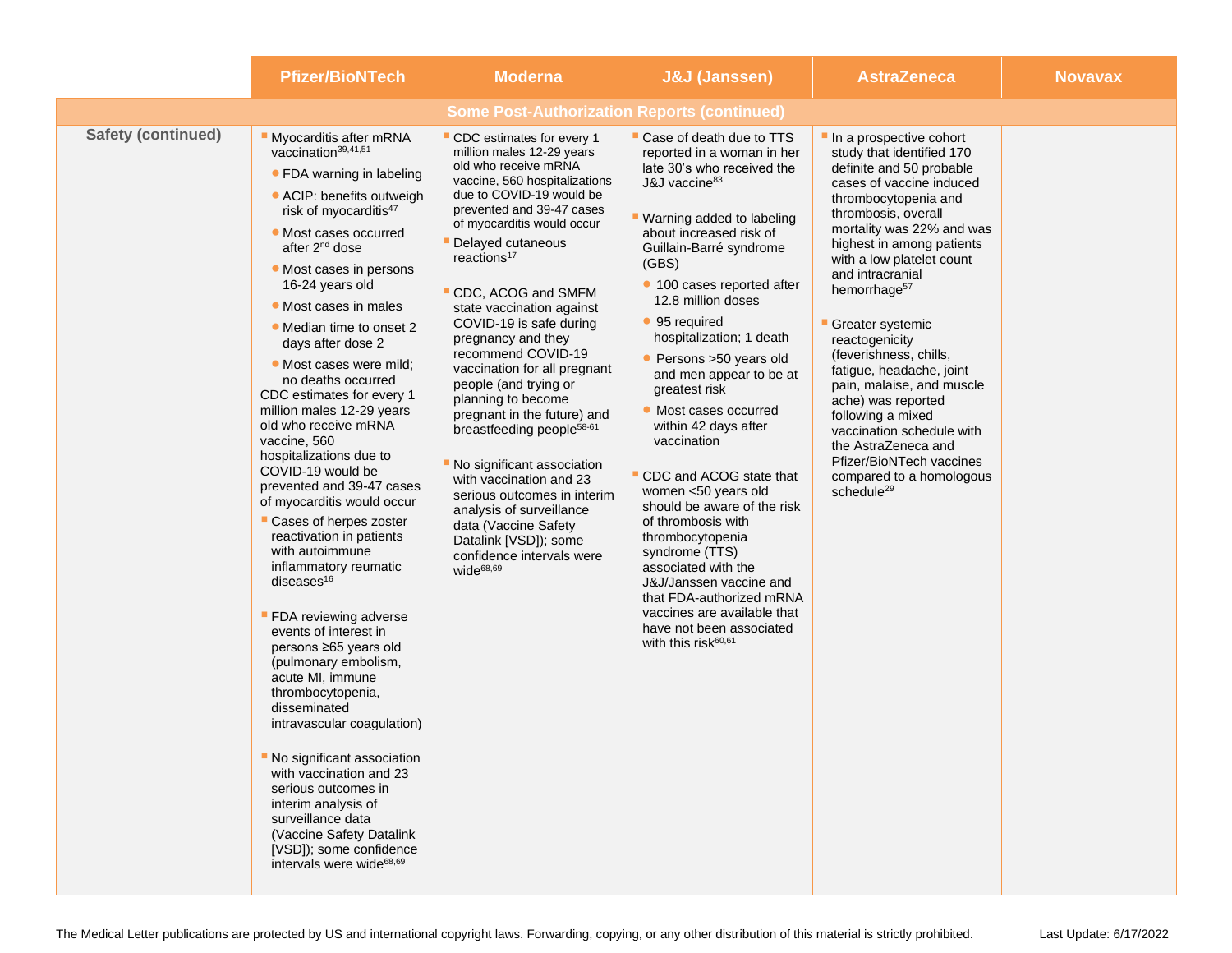| | Pfizer/BioNTech | Moderna | J&J (Janssen) | AstraZeneca | Novavax |
|---|---|---|---|---|---|
| **Some Post-Authorization Reports (continued)** | | | | | |
| **Safety (continued)** | ▪ Myocarditis after mRNA vaccination[39,41,51]<br>• FDA warning in labeling<br>• ACIP: benefits outweigh risk of myocarditis[47]<br>• Most cases occurred after 2nd dose<br>• Most cases in persons 16-24 years old<br>• Most cases in males<br>• Median time to onset 2 days after dose 2<br>• Most cases were mild; no deaths occurred<br>CDC estimates for every 1 million males 12-29 years old who receive mRNA vaccine, 560 hospitalizations due to COVID-19 would be prevented and 39-47 cases of myocarditis would occur<br>▪ Cases of herpes zoster reactivation in patients with autoimmune inflammatory reumatic diseases[16]<br>▪ FDA reviewing adverse events of interest in persons ≥65 years old (pulmonary embolism, acute MI, immune thrombocytopenia, disseminated intravascular coagulation)<br>▪ No significant association with vaccination and 23 serious outcomes in interim analysis of surveillance data (Vaccine Safety Datalink [VSD]); some confidence intervals were wide[68,69] | ▪ CDC estimates for every 1 million males 12-29 years old who receive mRNA vaccine, 560 hospitalizations due to COVID-19 would be prevented and 39-47 cases of myocarditis would occur<br>▪ Delayed cutaneous reactions[17]<br>▪ CDC, ACOG and SMFM state vaccination against COVID-19 is safe during pregnancy and they recommend COVID-19 vaccination for all pregnant people (and trying or planning to become pregnant in the future) and breastfeeding people[58-61]<br>▪ No significant association with vaccination and 23 serious outcomes in interim analysis of surveillance data (Vaccine Safety Datalink [VSD]); some confidence intervals were wide[68,69] | ▪ Case of death due to TTS reported in a woman in her late 30's who received the J&J vaccine[83]<br>▪ Warning added to labeling about increased risk of Guillain-Barré syndrome (GBS)<br>• 100 cases reported after 12.8 million doses<br>• 95 required hospitalization; 1 death<br>• Persons >50 years old and men appear to be at greatest risk<br>• Most cases occurred within 42 days after vaccination<br>▪ CDC and ACOG state that women <50 years old should be aware of the risk of thrombosis with thrombocytopenia syndrome (TTS) associated with the J&J/Janssen vaccine and that FDA-authorized mRNA vaccines are available that have not been associated with this risk[60,61] | ▪ In a prospective cohort study that identified 170 definite and 50 probable cases of vaccine induced thrombocytopenia and thrombosis, overall mortality was 22% and was highest in among patients with a low platelet count and intracranial hemorrhage[57]<br>▪ Greater systemic reactogenicity (feverishness, chills, fatigue, headache, joint pain, malaise, and muscle ache) was reported following a mixed vaccination schedule with the AstraZeneca and Pfizer/BioNTech vaccines compared to a homologous schedule[29] | |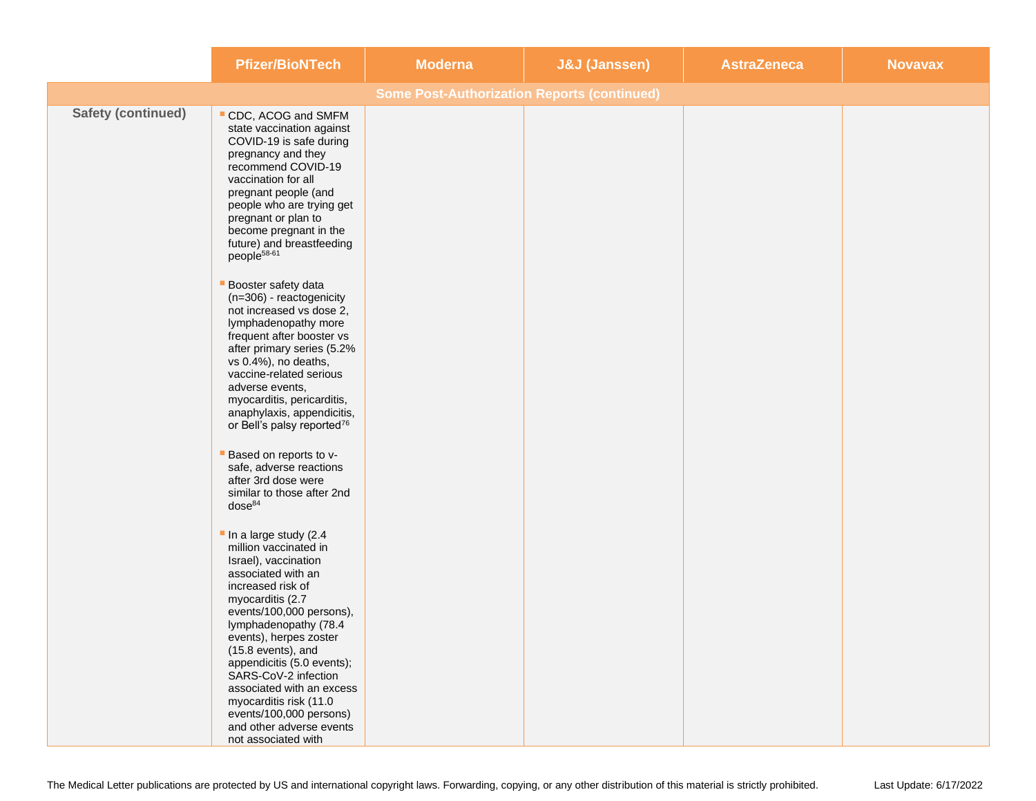| | Pfizer/BioNTech | Moderna | J&J (Janssen) | AstraZeneca | Novavax |
|---|---|---|---|---|---|
| **Some Post-Authorization Reports (continued)** | | | | | |
| **Safety (continued)** | ▪ CDC, ACOG and SMFM state vaccination against COVID-19 is safe during pregnancy and they recommend COVID-19 vaccination for all pregnant people (and people who are trying get pregnant or plan to become pregnant in the future) and breastfeeding people[58-61]<br><br>▪ Booster safety data (n=306) - reactogenicity not increased vs dose 2, lymphadenopathy more frequent after booster vs after primary series (5.2% vs 0.4%), no deaths, vaccine-related serious adverse events, myocarditis, pericarditis, anaphylaxis, appendicitis, or Bell's palsy reported[76]<br><br>▪ Based on reports to v-safe, adverse reactions after 3rd dose were similar to those after 2nd dose[84]<br><br>▪ In a large study (2.4 million vaccinated in Israel), vaccination associated with an increased risk of myocarditis (2.7 events/100,000 persons), lymphadenopathy (78.4 events), herpes zoster (15.8 events), and appendicitis (5.0 events); SARS-CoV-2 infection associated with an excess myocarditis risk (11.0 events/100,000 persons) and other adverse events not associated with | | | | |

The Medical Letter publications are protected by US and international copyright laws. Forwarding, copying, or any other distribution of this material is strictly prohibited. Last Update: 6/17/2022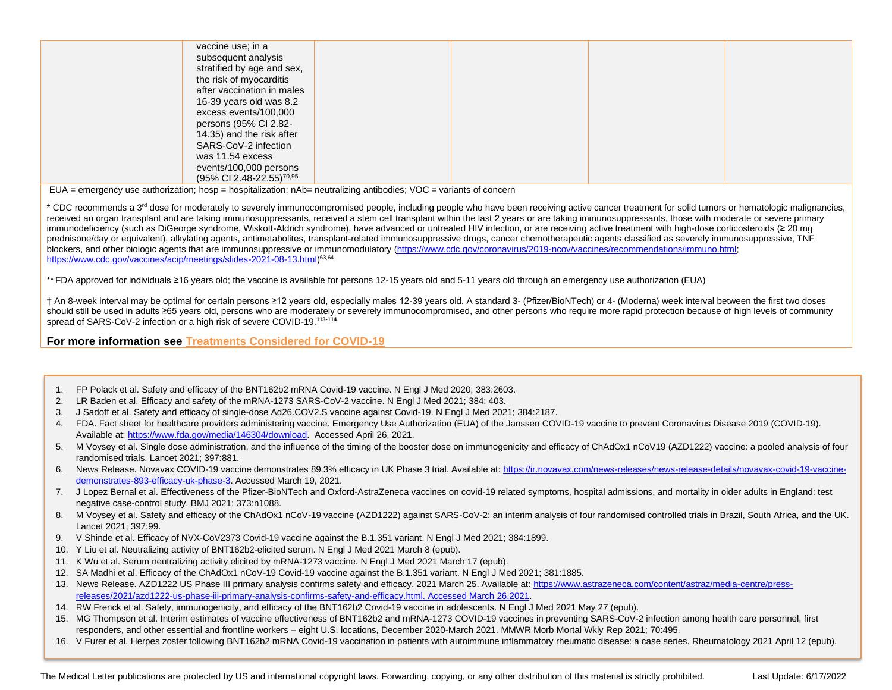| | | | | | |
|---|---|---|---|---|---|
| | vaccine use; in a subsequent analysis stratified by age and sex, the risk of myocarditis after vaccination in males 16-39 years old was 8.2 excess events/100,000 persons (95% CI 2.82-14.35) and the risk after SARS-CoV-2 infection was 11.54 excess events/100,000 persons (95% CI 2.48-22.55)[70,95] | | | | |

EUA = emergency use authorization; hosp = hospitalization; nAb= neutralizing antibodies; VOC = variants of concern

\* CDC recommends a 3rd dose for moderately to severely immunocompromised people, including people who have been receiving active cancer treatment for solid tumors or hematologic malignancies, received an organ transplant and are taking immunosuppressants, received a stem cell transplant within the last 2 years or are taking immunosuppressants, those with moderate or severe primary immunodeficiency (such as DiGeorge syndrome, Wiskott-Aldrich syndrome), have advanced or untreated HIV infection, or are receiving active treatment with high-dose corticosteroids (≥ 20 mg prednisone/day or equivalent), alkylating agents, antimetabolites, transplant-related immunosuppressive drugs, cancer chemotherapeutic agents classified as severely immunosuppressive, TNF blockers, and other biologic agents that are immunosuppressive or immunomodulatory (https://www.cdc.gov/coronavirus/2019-ncov/vaccines/recommendations/immuno.html; https://www.cdc.gov/vaccines/acip/meetings/slides-2021-08-13.html)[63,64]

\*\* FDA approved for individuals ≥16 years old; the vaccine is available for persons 12-15 years old and 5-11 years old through an emergency use authorization (EUA)

† An 8-week interval may be optimal for certain persons ≥12 years old, especially males 12-39 years old. A standard 3- (Pfizer/BioNTech) or 4- (Moderna) week interval between the first two doses should still be used in adults ≥65 years old, persons who are moderately or severely immunocompromised, and other persons who require more rapid protection because of high levels of community spread of SARS-CoV-2 infection or a high risk of severe COVID-19.[113-114]

**For more information see Treatments Considered for COVID-19**

1. FP Polack et al. Safety and efficacy of the BNT162b2 mRNA Covid-19 vaccine. N Engl J Med 2020; 383:2603.
2. LR Baden et al. Efficacy and safety of the mRNA-1273 SARS-CoV-2 vaccine. N Engl J Med 2021; 384: 403.
3. J Sadoff et al. Safety and efficacy of single-dose Ad26.COV2.S vaccine against Covid-19. N Engl J Med 2021; 384:2187.
4. FDA. Fact sheet for healthcare providers administering vaccine. Emergency Use Authorization (EUA) of the Janssen COVID-19 vaccine to prevent Coronavirus Disease 2019 (COVID-19). Available at: https://www.fda.gov/media/146304/download. Accessed April 26, 2021.
5. M Voysey et al. Single dose administration, and the influence of the timing of the booster dose on immunogenicity and efficacy of ChAdOx1 nCoV19 (AZD1222) vaccine: a pooled analysis of four randomised trials. Lancet 2021; 397:881.
6. News Release. Novavax COVID-19 vaccine demonstrates 89.3% efficacy in UK Phase 3 trial. Available at: https://ir.novavax.com/news-releases/news-release-details/novavax-covid-19-vaccine-demonstrates-893-efficacy-uk-phase-3. Accessed March 19, 2021.
7. J Lopez Bernal et al. Effectiveness of the Pfizer-BioNTech and Oxford-AstraZeneca vaccines on covid-19 related symptoms, hospital admissions, and mortality in older adults in England: test negative case-control study. BMJ 2021; 373:n1088.
8. M Voysey et al. Safety and efficacy of the ChAdOx1 nCoV-19 vaccine (AZD1222) against SARS-CoV-2: an interim analysis of four randomised controlled trials in Brazil, South Africa, and the UK. Lancet 2021; 397:99.
9. V Shinde et al. Efficacy of NVX-CoV2373 Covid-19 vaccine against the B.1.351 variant. N Engl J Med 2021; 384:1899.
10. Y Liu et al. Neutralizing activity of BNT162b2-elicited serum. N Engl J Med 2021 March 8 (epub).
11. K Wu et al. Serum neutralizing activity elicited by mRNA-1273 vaccine. N Engl J Med 2021 March 17 (epub).
12. SA Madhi et al. Efficacy of the ChAdOx1 nCoV-19 Covid-19 vaccine against the B.1.351 variant. N Engl J Med 2021; 381:1885.
13. News Release. AZD1222 US Phase III primary analysis confirms safety and efficacy. 2021 March 25. Available at: https://www.astrazeneca.com/content/astraz/media-centre/press-releases/2021/azd1222-us-phase-iii-primary-analysis-confirms-safety-and-efficacy.html. Accessed March 26,2021.
14. RW Frenck et al. Safety, immunogenicity, and efficacy of the BNT162b2 Covid-19 vaccine in adolescents. N Engl J Med 2021 May 27 (epub).
15. MG Thompson et al. Interim estimates of vaccine effectiveness of BNT162b2 and mRNA-1273 COVID-19 vaccines in preventing SARS-CoV-2 infection among health care personnel, first responders, and other essential and frontline workers – eight U.S. locations, December 2020-March 2021. MMWR Morb Mortal Wkly Rep 2021; 70:495.
16. V Furer et al. Herpes zoster following BNT162b2 mRNA Covid-19 vaccination in patients with autoimmune inflammatory rheumatic disease: a case series. Rheumatology 2021 April 12 (epub).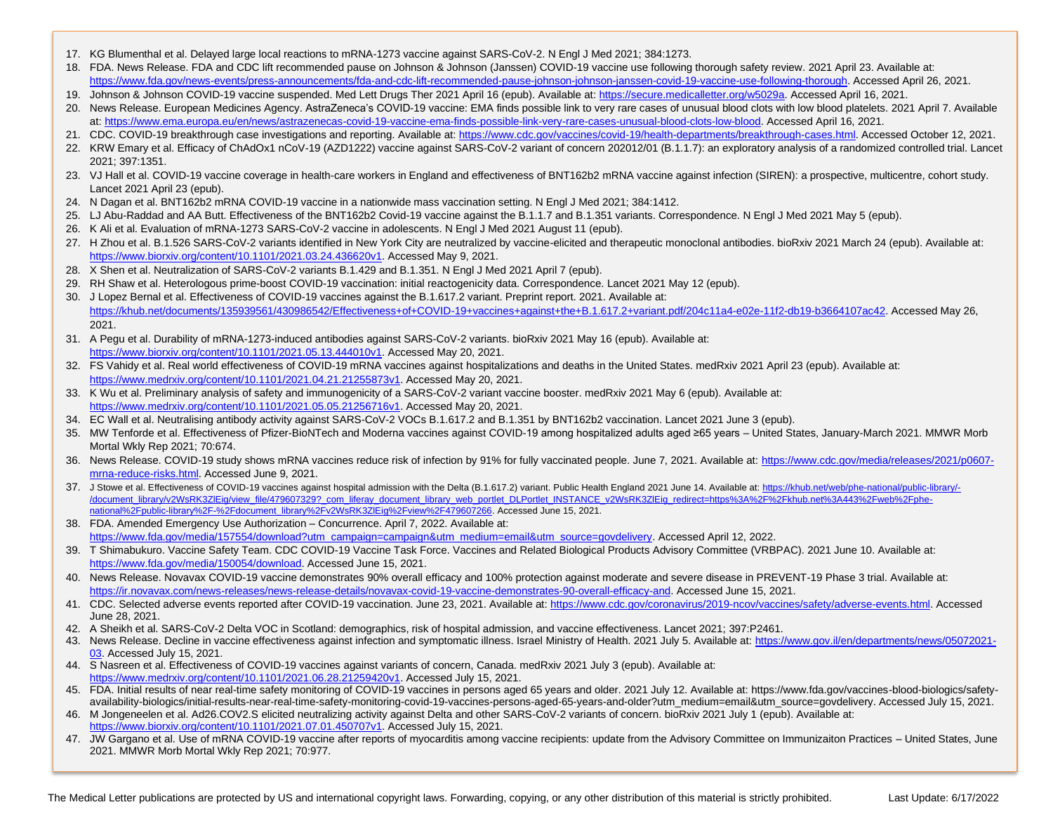17. KG Blumenthal et al. Delayed large local reactions to mRNA-1273 vaccine against SARS-CoV-2. N Engl J Med 2021; 384:1273.
18. FDA. News Release. FDA and CDC lift recommended pause on Johnson & Johnson (Janssen) COVID-19 vaccine use following thorough safety review. 2021 April 23. Available at: https://www.fda.gov/news-events/press-announcements/fda-and-cdc-lift-recommended-pause-johnson-johnson-janssen-covid-19-vaccine-use-following-thorough. Accessed April 26, 2021.
19. Johnson & Johnson COVID-19 vaccine suspended. Med Lett Drugs Ther 2021 April 16 (epub). Available at: https://secure.medicalletter.org/w5029a. Accessed April 16, 2021.
20. News Release. European Medicines Agency. AstraZeneca's COVID-19 vaccine: EMA finds possible link to very rare cases of unusual blood clots with low blood platelets. 2021 April 7. Available at: https://www.ema.europa.eu/en/news/astrazenecas-covid-19-vaccine-ema-finds-possible-link-very-rare-cases-unusual-blood-clots-low-blood. Accessed April 16, 2021.
21. CDC. COVID-19 breakthrough case investigations and reporting. Available at: https://www.cdc.gov/vaccines/covid-19/health-departments/breakthrough-cases.html. Accessed October 12, 2021.
22. KRW Emary et al. Efficacy of ChAdOx1 nCoV-19 (AZD1222) vaccine against SARS-CoV-2 variant of concern 202012/01 (B.1.1.7): an exploratory analysis of a randomized controlled trial. Lancet 2021; 397:1351.
23. VJ Hall et al. COVID-19 vaccine coverage in health-care workers in England and effectiveness of BNT162b2 mRNA vaccine against infection (SIREN): a prospective, multicentre, cohort study. Lancet 2021 April 23 (epub).
24. N Dagan et al. BNT162b2 mRNA COVID-19 vaccine in a nationwide mass vaccination setting. N Engl J Med 2021; 384:1412.
25. LJ Abu-Raddad and AA Butt. Effectiveness of the BNT162b2 Covid-19 vaccine against the B.1.1.7 and B.1.351 variants. Correspondence. N Engl J Med 2021 May 5 (epub).
26. K Ali et al. Evaluation of mRNA-1273 SARS-CoV-2 vaccine in adolescents. N Engl J Med 2021 August 11 (epub).
27. H Zhou et al. B.1.526 SARS-CoV-2 variants identified in New York City are neutralized by vaccine-elicited and therapeutic monoclonal antibodies. bioRxiv 2021 March 24 (epub). Available at: https://www.biorxiv.org/content/10.1101/2021.03.24.436620v1. Accessed May 9, 2021.
28. X Shen et al. Neutralization of SARS-CoV-2 variants B.1.429 and B.1.351. N Engl J Med 2021 April 7 (epub).
29. RH Shaw et al. Heterologous prime-boost COVID-19 vaccination: initial reactogenicity data. Correspondence. Lancet 2021 May 12 (epub).
30. J Lopez Bernal et al. Effectiveness of COVID-19 vaccines against the B.1.617.2 variant. Preprint report. 2021. Available at: https://khub.net/documents/135939561/430986542/Effectiveness+of+COVID-19+vaccines+against+the+B.1.617.2+variant.pdf/204c11a4-e02e-11f2-db19-b3664107ac42. Accessed May 26, 2021.
31. A Pegu et al. Durability of mRNA-1273-induced antibodies against SARS-CoV-2 variants. bioRxiv 2021 May 16 (epub). Available at: https://www.biorxiv.org/content/10.1101/2021.05.13.444010v1. Accessed May 20, 2021.
32. FS Vahidy et al. Real world effectiveness of COVID-19 mRNA vaccines against hospitalizations and deaths in the United States. medRxiv 2021 April 23 (epub). Available at: https://www.medrxiv.org/content/10.1101/2021.04.21.21255873v1. Accessed May 20, 2021.
33. K Wu et al. Preliminary analysis of safety and immunogenicity of a SARS-CoV-2 variant vaccine booster. medRxiv 2021 May 6 (epub). Available at: https://www.medrxiv.org/content/10.1101/2021.05.05.21256716v1. Accessed May 20, 2021.
34. EC Wall et al. Neutralising antibody activity against SARS-CoV-2 VOCs B.1.617.2 and B.1.351 by BNT162b2 vaccination. Lancet 2021 June 3 (epub).
35. MW Tenforde et al. Effectiveness of Pfizer-BioNTech and Moderna vaccines against COVID-19 among hospitalized adults aged ≥65 years – United States, January-March 2021. MMWR Morb Mortal Wkly Rep 2021; 70:674.
36. News Release. COVID-19 study shows mRNA vaccines reduce risk of infection by 91% for fully vaccinated people. June 7, 2021. Available at: https://www.cdc.gov/media/releases/2021/p0607-mrna-reduce-risks.html. Accessed June 9, 2021.
37. J Stowe et al. Effectiveness of COVID-19 vaccines against hospital admission with the Delta (B.1.617.2) variant. Public Health England 2021 June 14. Available at: https://khub.net/web/phe-national/public-library/-/document_library/v2WsRK3ZlEig/view_file/479607329?_com_liferay_document_library_web_portlet_DLPortlet_INSTANCE_v2WsRK3ZlEig_redirect=https%3A%2F%2Fkhub.net%3A443%2Fweb%2Fphe-national%2Fpublic-library%2F-%2Fdocument_library%2Fv2WsRK3ZlEig%2Fview%2F479607266. Accessed June 15, 2021.
38. FDA. Amended Emergency Use Authorization – Concurrence. April 7, 2022. Available at: https://www.fda.gov/media/157554/download?utm_campaign=campaign&utm_medium=email&utm_source=govdelivery. Accessed April 12, 2022.
39. T Shimabukuro. Vaccine Safety Team. CDC COVID-19 Vaccine Task Force. Vaccines and Related Biological Products Advisory Committee (VRBPAC). 2021 June 10. Available at: https://www.fda.gov/media/150054/download. Accessed June 15, 2021.
40. News Release. Novavax COVID-19 vaccine demonstrates 90% overall efficacy and 100% protection against moderate and severe disease in PREVENT-19 Phase 3 trial. Available at: https://ir.novavax.com/news-releases/news-release-details/novavax-covid-19-vaccine-demonstrates-90-overall-efficacy-and. Accessed June 15, 2021.
41. CDC. Selected adverse events reported after COVID-19 vaccination. June 23, 2021. Available at: https://www.cdc.gov/coronavirus/2019-ncov/vaccines/safety/adverse-events.html. Accessed June 28, 2021.
42. A Sheikh et al. SARS-CoV-2 Delta VOC in Scotland: demographics, risk of hospital admission, and vaccine effectiveness. Lancet 2021; 397:P2461.
43. News Release. Decline in vaccine effectiveness against infection and symptomatic illness. Israel Ministry of Health. 2021 July 5. Available at: https://www.gov.il/en/departments/news/05072021-03. Accessed July 15, 2021.
44. S Nasreen et al. Effectiveness of COVID-19 vaccines against variants of concern, Canada. medRxiv 2021 July 3 (epub). Available at: https://www.medrxiv.org/content/10.1101/2021.06.28.21259420v1. Accessed July 15, 2021.
45. FDA. Initial results of near real-time safety monitoring of COVID-19 vaccines in persons aged 65 years and older. 2021 July 12. Available at: https://www.fda.gov/vaccines-blood-biologics/safety-availability-biologics/initial-results-near-real-time-safety-monitoring-covid-19-vaccines-persons-aged-65-years-and-older?utm_medium=email&utm_source=govdelivery. Accessed July 15, 2021.
46. M Jongeneelen et al. Ad26.COV2.S elicited neutralizing activity against Delta and other SARS-CoV-2 variants of concern. bioRxiv 2021 July 1 (epub). Available at: https://www.biorxiv.org/content/10.1101/2021.07.01.450707v1. Accessed July 15, 2021.
47. JW Gargano et al. Use of mRNA COVID-19 vaccine after reports of myocarditis among vaccine recipients: update from the Advisory Committee on Immunizaiton Practices – United States, June 2021. MMWR Morb Mortal Wkly Rep 2021; 70:977.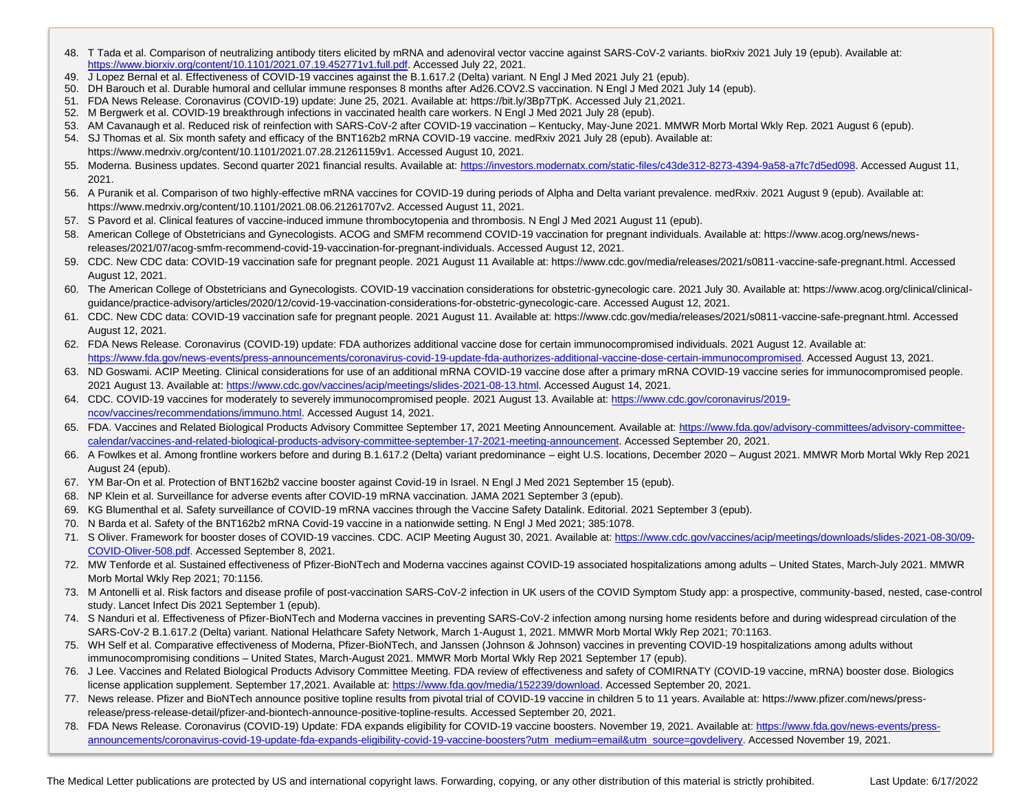48. T Tada et al. Comparison of neutralizing antibody titers elicited by mRNA and adenoviral vector vaccine against SARS-CoV-2 variants. bioRxiv 2021 July 19 (epub). Available at: https://www.biorxiv.org/content/10.1101/2021.07.19.452771v1.full.pdf. Accessed July 22, 2021.
49. J Lopez Bernal et al. Effectiveness of COVID-19 vaccines against the B.1.617.2 (Delta) variant. N Engl J Med 2021 July 21 (epub).
50. DH Barouch et al. Durable humoral and cellular immune responses 8 months after Ad26.COV2.S vaccination. N Engl J Med 2021 July 14 (epub).
51. FDA News Release. Coronavirus (COVID-19) update: June 25, 2021. Available at: https://bit.ly/3Bp7TpK. Accessed July 21,2021.
52. M Bergwerk et al. COVID-19 breakthrough infections in vaccinated health care workers. N Engl J Med 2021 July 28 (epub).
53. AM Cavanaugh et al. Reduced risk of reinfection with SARS-CoV-2 after COVID-19 vaccination – Kentucky, May-June 2021. MMWR Morb Mortal Wkly Rep. 2021 August 6 (epub).
54. SJ Thomas et al. Six month safety and efficacy of the BNT162b2 mRNA COVID-19 vaccine. medRxiv 2021 July 28 (epub). Available at: https://www.medrxiv.org/content/10.1101/2021.07.28.21261159v1. Accessed August 10, 2021.
55. Moderna. Business updates. Second quarter 2021 financial results. Available at: https://investors.modernatx.com/static-files/c43de312-8273-4394-9a58-a7fc7d5ed098. Accessed August 11, 2021.
56. A Puranik et al. Comparison of two highly-effective mRNA vaccines for COVID-19 during periods of Alpha and Delta variant prevalence. medRxiv. 2021 August 9 (epub). Available at: https://www.medrxiv.org/content/10.1101/2021.08.06.21261707v2. Accessed August 11, 2021.
57. S Pavord et al. Clinical features of vaccine-induced immune thrombocytopenia and thrombosis. N Engl J Med 2021 August 11 (epub).
58. American College of Obstetricians and Gynecologists. ACOG and SMFM recommend COVID-19 vaccination for pregnant individuals. Available at: https://www.acog.org/news/news-releases/2021/07/acog-smfm-recommend-covid-19-vaccination-for-pregnant-individuals. Accessed August 12, 2021.
59. CDC. New CDC data: COVID-19 vaccination safe for pregnant people. 2021 August 11 Available at: https://www.cdc.gov/media/releases/2021/s0811-vaccine-safe-pregnant.html. Accessed August 12, 2021.
60. The American College of Obstetricians and Gynecologists. COVID-19 vaccination considerations for obstetric-gynecologic care. 2021 July 30. Available at: https://www.acog.org/clinical/clinical-guidance/practice-advisory/articles/2020/12/covid-19-vaccination-considerations-for-obstetric-gynecologic-care. Accessed August 12, 2021.
61. CDC. New CDC data: COVID-19 vaccination safe for pregnant people. 2021 August 11. Available at: https://www.cdc.gov/media/releases/2021/s0811-vaccine-safe-pregnant.html. Accessed August 12, 2021.
62. FDA News Release. Coronavirus (COVID-19) update: FDA authorizes additional vaccine dose for certain immunocompromised individuals. 2021 August 12. Available at: https://www.fda.gov/news-events/press-announcements/coronavirus-covid-19-update-fda-authorizes-additional-vaccine-dose-certain-immunocompromised. Accessed August 13, 2021.
63. ND Goswami. ACIP Meeting. Clinical considerations for use of an additional mRNA COVID-19 vaccine dose after a primary mRNA COVID-19 vaccine series for immunocompromised people. 2021 August 13. Available at: https://www.cdc.gov/vaccines/acip/meetings/slides-2021-08-13.html. Accessed August 14, 2021.
64. CDC. COVID-19 vaccines for moderately to severely immunocompromised people. 2021 August 13. Available at: https://www.cdc.gov/coronavirus/2019-ncov/vaccines/recommendations/immuno.html. Accessed August 14, 2021.
65. FDA. Vaccines and Related Biological Products Advisory Committee September 17, 2021 Meeting Announcement. Available at: https://www.fda.gov/advisory-committees/advisory-committee-calendar/vaccines-and-related-biological-products-advisory-committee-september-17-2021-meeting-announcement. Accessed September 20, 2021.
66. A Fowlkes et al. Among frontline workers before and during B.1.617.2 (Delta) variant predominance – eight U.S. locations, December 2020 – August 2021. MMWR Morb Mortal Wkly Rep 2021 August 24 (epub).
67. YM Bar-On et al. Protection of BNT162b2 vaccine booster against Covid-19 in Israel. N Engl J Med 2021 September 15 (epub).
68. NP Klein et al. Surveillance for adverse events after COVID-19 mRNA vaccination. JAMA 2021 September 3 (epub).
69. KG Blumenthal et al. Safety surveillance of COVID-19 mRNA vaccines through the Vaccine Safety Datalink. Editorial. 2021 September 3 (epub).
70. N Barda et al. Safety of the BNT162b2 mRNA Covid-19 vaccine in a nationwide setting. N Engl J Med 2021; 385:1078.
71. S Oliver. Framework for booster doses of COVID-19 vaccines. CDC. ACIP Meeting August 30, 2021. Available at: https://www.cdc.gov/vaccines/acip/meetings/downloads/slides-2021-08-30/09-COVID-Oliver-508.pdf. Accessed September 8, 2021.
72. MW Tenforde et al. Sustained effectiveness of Pfizer-BioNTech and Moderna vaccines against COVID-19 associated hospitalizations among adults – United States, March-July 2021. MMWR Morb Mortal Wkly Rep 2021; 70:1156.
73. M Antonelli et al. Risk factors and disease profile of post-vaccination SARS-CoV-2 infection in UK users of the COVID Symptom Study app: a prospective, community-based, nested, case-control study. Lancet Infect Dis 2021 September 1 (epub).
74. S Nanduri et al. Effectiveness of Pfizer-BioNTech and Moderna vaccines in preventing SARS-CoV-2 infection among nursing home residents before and during widespread circulation of the SARS-CoV-2 B.1.617.2 (Delta) variant. National Helathcare Safety Network, March 1-August 1, 2021. MMWR Morb Mortal Wkly Rep 2021; 70:1163.
75. WH Self et al. Comparative effectiveness of Moderna, Pfizer-BioNTech, and Janssen (Johnson & Johnson) vaccines in preventing COVID-19 hospitalizations among adults without immunocompromising conditions – United States, March-August 2021. MMWR Morb Mortal Wkly Rep 2021 September 17 (epub).
76. J Lee. Vaccines and Related Biological Products Advisory Committee Meeting. FDA review of effectiveness and safety of COMIRNATY (COVID-19 vaccine, mRNA) booster dose. Biologics license application supplement. September 17,2021. Available at: https://www.fda.gov/media/152239/download. Accessed September 20, 2021.
77. News release. Pfizer and BioNTech announce positive topline results from pivotal trial of COVID-19 vaccine in children 5 to 11 years. Available at: https://www.pfizer.com/news/press-release/press-release-detail/pfizer-and-biontech-announce-positive-topline-results. Accessed September 20, 2021.
78. FDA News Release. Coronavirus (COVID-19) Update: FDA expands eligibility for COVID-19 vaccine boosters. November 19, 2021. Available at: https://www.fda.gov/news-events/press-announcements/coronavirus-covid-19-update-fda-expands-eligibility-covid-19-vaccine-boosters?utm_medium=email&utm_source=govdelivery. Accessed November 19, 2021.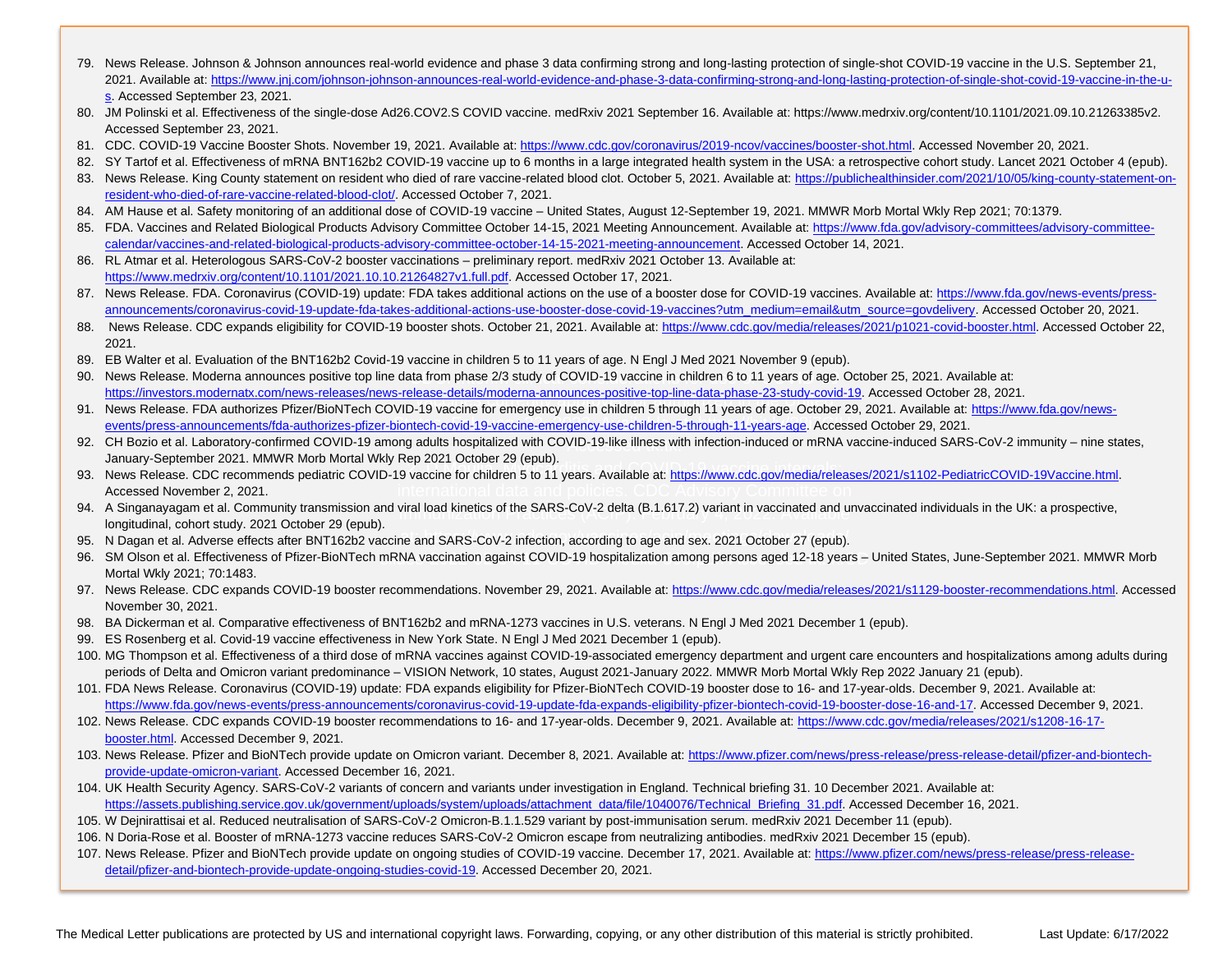79. News Release. Johnson & Johnson announces real-world evidence and phase 3 data confirming strong and long-lasting protection of single-shot COVID-19 vaccine in the U.S. September 21, 2021. Available at: https://www.jnj.com/johnson-johnson-announces-real-world-evidence-and-phase-3-data-confirming-strong-and-long-lasting-protection-of-single-shot-covid-19-vaccine-in-the-u-s. Accessed September 23, 2021.
80. JM Polinski et al. Effectiveness of the single-dose Ad26.COV2.S COVID vaccine. medRxiv 2021 September 16. Available at: https://www.medrxiv.org/content/10.1101/2021.09.10.21263385v2. Accessed September 23, 2021.
81. CDC. COVID-19 Vaccine Booster Shots. November 19, 2021. Available at: https://www.cdc.gov/coronavirus/2019-ncov/vaccines/booster-shot.html. Accessed November 20, 2021.
82. SY Tartof et al. Effectiveness of mRNA BNT162b2 COVID-19 vaccine up to 6 months in a large integrated health system in the USA: a retrospective cohort study. Lancet 2021 October 4 (epub).
83. News Release. King County statement on resident who died of rare vaccine-related blood clot. October 5, 2021. Available at: https://publichealthinsider.com/2021/10/05/king-county-statement-on-resident-who-died-of-rare-vaccine-related-blood-clot/. Accessed October 7, 2021.
84. AM Hause et al. Safety monitoring of an additional dose of COVID-19 vaccine – United States, August 12-September 19, 2021. MMWR Morb Mortal Wkly Rep 2021; 70:1379.
85. FDA. Vaccines and Related Biological Products Advisory Committee October 14-15, 2021 Meeting Announcement. Available at: https://www.fda.gov/advisory-committees/advisory-committee-calendar/vaccines-and-related-biological-products-advisory-committee-october-14-15-2021-meeting-announcement. Accessed October 14, 2021.
86. RL Atmar et al. Heterologous SARS-CoV-2 booster vaccinations – preliminary report. medRxiv 2021 October 13. Available at: https://www.medrxiv.org/content/10.1101/2021.10.10.21264827v1.full.pdf. Accessed October 17, 2021.
87. News Release. FDA. Coronavirus (COVID-19) update: FDA takes additional actions on the use of a booster dose for COVID-19 vaccines. Available at: https://www.fda.gov/news-events/press-announcements/coronavirus-covid-19-update-fda-takes-additional-actions-use-booster-dose-covid-19-vaccines?utm_medium=email&utm_source=govdelivery. Accessed October 20, 2021.
88. News Release. CDC expands eligibility for COVID-19 booster shots. October 21, 2021. Available at: https://www.cdc.gov/media/releases/2021/p1021-covid-booster.html. Accessed October 22, 2021.
89. EB Walter et al. Evaluation of the BNT162b2 Covid-19 vaccine in children 5 to 11 years of age. N Engl J Med 2021 November 9 (epub).
90. News Release. Moderna announces positive top line data from phase 2/3 study of COVID-19 vaccine in children 6 to 11 years of age. October 25, 2021. Available at: https://investors.modernatx.com/news-releases/news-release-details/moderna-announces-positive-top-line-data-phase-23-study-covid-19. Accessed October 28, 2021.
91. News Release. FDA authorizes Pfizer/BioNTech COVID-19 vaccine for emergency use in children 5 through 11 years of age. October 29, 2021. Available at: https://www.fda.gov/news-events/press-announcements/fda-authorizes-pfizer-biontech-covid-19-vaccine-emergency-use-children-5-through-11-years-age. Accessed October 29, 2021.
92. CH Bozio et al. Laboratory-confirmed COVID-19 among adults hospitalized with COVID-19-like illness with infection-induced or mRNA vaccine-induced SARS-CoV-2 immunity – nine states, January-September 2021. MMWR Morb Mortal Wkly Rep 2021 October 29 (epub).
93. News Release. CDC recommends pediatric COVID-19 vaccine for children 5 to 11 years. Available at: https://www.cdc.gov/media/releases/2021/s1102-PediatricCOVID-19Vaccine.html. Accessed November 2, 2021.
94. A Singanayagam et al. Community transmission and viral load kinetics of the SARS-CoV-2 delta (B.1.617.2) variant in vaccinated and unvaccinated individuals in the UK: a prospective, longitudinal, cohort study. 2021 October 29 (epub).
95. N Dagan et al. Adverse effects after BNT162b2 vaccine and SARS-CoV-2 infection, according to age and sex. 2021 October 27 (epub).
96. SM Olson et al. Effectiveness of Pfizer-BioNTech mRNA vaccination against COVID-19 hospitalization among persons aged 12-18 years – United States, June-September 2021. MMWR Morb Mortal Wkly 2021; 70:1483.
97. News Release. CDC expands COVID-19 booster recommendations. November 29, 2021. Available at: https://www.cdc.gov/media/releases/2021/s1129-booster-recommendations.html. Accessed November 30, 2021.
98. BA Dickerman et al. Comparative effectiveness of BNT162b2 and mRNA-1273 vaccines in U.S. veterans. N Engl J Med 2021 December 1 (epub).
99. ES Rosenberg et al. Covid-19 vaccine effectiveness in New York State. N Engl J Med 2021 December 1 (epub).
100. MG Thompson et al. Effectiveness of a third dose of mRNA vaccines against COVID-19-associated emergency department and urgent care encounters and hospitalizations among adults during periods of Delta and Omicron variant predominance – VISION Network, 10 states, August 2021-January 2022. MMWR Morb Mortal Wkly Rep 2022 January 21 (epub).
101. FDA News Release. Coronavirus (COVID-19) update: FDA expands eligibility for Pfizer-BioNTech COVID-19 booster dose to 16- and 17-year-olds. December 9, 2021. Available at: https://www.fda.gov/news-events/press-announcements/coronavirus-covid-19-update-fda-expands-eligibility-pfizer-biontech-covid-19-booster-dose-16-and-17. Accessed December 9, 2021.
102. News Release. CDC expands COVID-19 booster recommendations to 16- and 17-year-olds. December 9, 2021. Available at: https://www.cdc.gov/media/releases/2021/s1208-16-17-booster.html. Accessed December 9, 2021.
103. News Release. Pfizer and BioNTech provide update on Omicron variant. December 8, 2021. Available at: https://www.pfizer.com/news/press-release/press-release-detail/pfizer-and-biontech-provide-update-omicron-variant. Accessed December 16, 2021.
104. UK Health Security Agency. SARS-CoV-2 variants of concern and variants under investigation in England. Technical briefing 31. 10 December 2021. Available at: https://assets.publishing.service.gov.uk/government/uploads/system/uploads/attachment_data/file/1040076/Technical_Briefing_31.pdf. Accessed December 16, 2021.
105. W Dejnirattisai et al. Reduced neutralisation of SARS-CoV-2 Omicron-B.1.1.529 variant by post-immunisation serum. medRxiv 2021 December 11 (epub).
106. N Doria-Rose et al. Booster of mRNA-1273 vaccine reduces SARS-CoV-2 Omicron escape from neutralizing antibodies. medRxiv 2021 December 15 (epub).
107. News Release. Pfizer and BioNTech provide update on ongoing studies of COVID-19 vaccine. December 17, 2021. Available at: https://www.pfizer.com/news/press-release/press-release-detail/pfizer-and-biontech-provide-update-ongoing-studies-covid-19. Accessed December 20, 2021.

The Medical Letter publications are protected by US and international copyright laws. Forwarding, copying, or any other distribution of this material is strictly prohibited. Last Update: 6/17/2022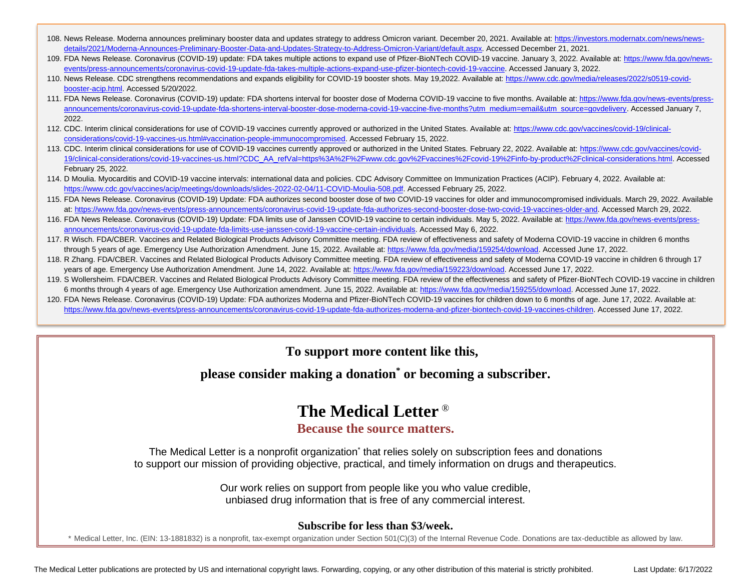108. News Release. Moderna announces preliminary booster data and updates strategy to address Omicron variant. December 20, 2021. Available at: https://investors.modernatx.com/news/news-details/2021/Moderna-Announces-Preliminary-Booster-Data-and-Updates-Strategy-to-Address-Omicron-Variant/default.aspx. Accessed December 21, 2021.
109. FDA News Release. Coronavirus (COVID-19) update: FDA takes multiple actions to expand use of Pfizer-BioNTech COVID-19 vaccine. January 3, 2022. Available at: https://www.fda.gov/news-events/press-announcements/coronavirus-covid-19-update-fda-takes-multiple-actions-expand-use-pfizer-biontech-covid-19-vaccine. Accessed January 3, 2022.
110. News Release. CDC strengthens recommendations and expands eligibility for COVID-19 booster shots. May 19,2022. Available at: https://www.cdc.gov/media/releases/2022/s0519-covid-booster-acip.html. Accessed 5/20/2022.
111. FDA News Release. Coronavirus (COVID-19) update: FDA shortens interval for booster dose of Moderna COVID-19 vaccine to five months. Available at: https://www.fda.gov/news-events/press-announcements/coronavirus-covid-19-update-fda-shortens-interval-booster-dose-moderna-covid-19-vaccine-five-months?utm_medium=email&utm_source=govdelivery. Accessed January 7, 2022.
112. CDC. Interim clinical considerations for use of COVID-19 vaccines currently approved or authorized in the United States. Available at: https://www.cdc.gov/vaccines/covid-19/clinical-considerations/covid-19-vaccines-us.html#vaccination-people-immunocompromised. Accessed February 15, 2022.
113. CDC. Interim clinical considerations for use of COVID-19 vaccines currently approved or authorized in the United States. February 22, 2022. Available at: https://www.cdc.gov/vaccines/covid-19/clinical-considerations/covid-19-vaccines-us.html?CDC_AA_refVal=https%3A%2F%2Fwww.cdc.gov%2Fvaccines%2Fcovid-19%2Finfo-by-product%2Fclinical-considerations.html. Accessed February 25, 2022.
114. D Moulia. Myocarditis and COVID-19 vaccine intervals: international data and policies. CDC Advisory Committee on Immunization Practices (ACIP). February 4, 2022. Available at: https://www.cdc.gov/vaccines/acip/meetings/downloads/slides-2022-02-04/11-COVID-Moulia-508.pdf. Accessed February 25, 2022.
115. FDA News Release. Coronavirus (COVID-19) Update: FDA authorizes second booster dose of two COVID-19 vaccines for older and immunocompromised individuals. March 29, 2022. Available at: https://www.fda.gov/news-events/press-announcements/coronavirus-covid-19-update-fda-authorizes-second-booster-dose-two-covid-19-vaccines-older-and. Accessed March 29, 2022.
116. FDA News Release. Coronavirus (COVID-19) Update: FDA limits use of Janssen COVID-19 vaccine to certain individuals. May 5, 2022. Available at: https://www.fda.gov/news-events/press-announcements/coronavirus-covid-19-update-fda-limits-use-janssen-covid-19-vaccine-certain-individuals. Accessed May 6, 2022.
117. R Wisch. FDA/CBER. Vaccines and Related Biological Products Advisory Committee meeting. FDA review of effectiveness and safety of Moderna COVID-19 vaccine in children 6 months through 5 years of age. Emergency Use Authorization Amendment. June 15, 2022. Available at: https://www.fda.gov/media/159254/download. Accessed June 17, 2022.
118. R Zhang. FDA/CBER. Vaccines and Related Biological Products Advisory Committee meeting. FDA review of effectiveness and safety of Moderna COVID-19 vaccine in children 6 through 17 years of age. Emergency Use Authorization Amendment. June 14, 2022. Available at: https://www.fda.gov/media/159223/download. Accessed June 17, 2022.
119. S Wollersheim. FDA/CBER. Vaccines and Related Biological Products Advisory Committee meeting. FDA review of the effectiveness and safety of Pfizer-BioNTech COVID-19 vaccine in children 6 months through 4 years of age. Emergency Use Authorization amendment. June 15, 2022. Available at: https://www.fda.gov/media/159255/download. Accessed June 17, 2022.
120. FDA News Release. Coronavirus (COVID-19) Update: FDA authorizes Moderna and Pfizer-BioNTech COVID-19 vaccines for children down to 6 months of age. June 17, 2022. Available at: https://www.fda.gov/news-events/press-announcements/coronavirus-covid-19-update-fda-authorizes-moderna-and-pfizer-biontech-covid-19-vaccines-children. Accessed June 17, 2022.

**To support more content like this,**

**please consider making a donation* or becoming a subscriber.**

# The Medical Letter ®

**Because the source matters.**

The Medical Letter is a nonprofit organization* that relies solely on subscription fees and donations to support our mission of providing objective, practical, and timely information on drugs and therapeutics.

Our work relies on support from people like you who value credible, unbiased drug information that is free of any commercial interest.

**Subscribe for less than $3/week.**

* Medical Letter, Inc. (EIN: 13-1881832) is a nonprofit, tax-exempt organization under Section 501(C)(3) of the Internal Revenue Code. Donations are tax-deductible as allowed by law.

The Medical Letter publications are protected by US and international copyright laws. Forwarding, copying, or any other distribution of this material is strictly prohibited.

Last Update: 6/17/2022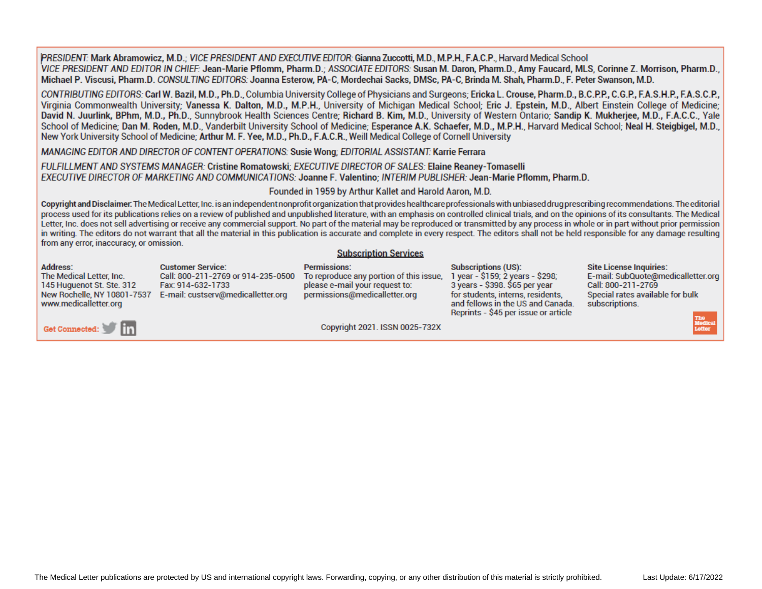*PRESIDENT:* **Mark Abramowicz, M.D.**; *VICE PRESIDENT AND EXECUTIVE EDITOR:* **Gianna Zuccotti, M.D., M.P.H., F.A.C.P.**, Harvard Medical School
*VICE PRESIDENT AND EDITOR IN CHIEF:* **Jean-Marie Pflomm, Pharm.D.**; *ASSOCIATE EDITORS:* **Susan M. Daron, Pharm.D., Amy Faucard, MLS, Corinne Z. Morrison, Pharm.D., Michael P. Viscusi, Pharm.D.** *CONSULTING EDITORS:* **Joanna Esterow, PA-C, Mordechai Sacks, DMSc, PA-C, Brinda M. Shah, Pharm.D., F. Peter Swanson, M.D.**

*CONTRIBUTING EDITORS:* **Carl W. Bazil, M.D., Ph.D.**, Columbia University College of Physicians and Surgeons; **Ericka L. Crouse, Pharm.D., B.C.P.P., C.G.P., F.A.S.H.P., F.A.S.C.P.**, Virginia Commonwealth University; **Vanessa K. Dalton, M.D., M.P.H.**, University of Michigan Medical School; **Eric J. Epstein, M.D.**, Albert Einstein College of Medicine; **David N. Juurlink, BPhm, M.D., Ph.D.**, Sunnybrook Health Sciences Centre; **Richard B. Kim, M.D.**, University of Western Ontario; **Sandip K. Mukherjee, M.D., F.A.C.C.**, Yale School of Medicine; **Dan M. Roden, M.D.**, Vanderbilt University School of Medicine; **Esperance A.K. Schaefer, M.D., M.P.H.**, Harvard Medical School; **Neal H. Steigbigel, M.D.**, New York University School of Medicine; **Arthur M. F. Yee, M.D., Ph.D., F.A.C.R.**, Weill Medical College of Cornell University

*MANAGING EDITOR AND DIRECTOR OF CONTENT OPERATIONS:* **Susie Wong**; *EDITORIAL ASSISTANT:* **Karrie Ferrara**

*FULFILLMENT AND SYSTEMS MANAGER:* **Cristine Romatowski**; *EXECUTIVE DIRECTOR OF SALES:* **Elaine Reaney-Tomaselli**
*EXECUTIVE DIRECTOR OF MARKETING AND COMMUNICATIONS:* **Joanne F. Valentino**; *INTERIM PUBLISHER:* **Jean-Marie Pflomm, Pharm.D.**

Founded in 1959 by Arthur Kallet and Harold Aaron, M.D.

**Copyright and Disclaimer:** The Medical Letter, Inc. is an independent nonprofit organization that provides healthcare professionals with unbiased drug prescribing recommendations. The editorial process used for its publications relies on a review of published and unpublished literature, with an emphasis on controlled clinical trials, and on the opinions of its consultants. The Medical Letter, Inc. does not sell advertising or receive any commercial support. No part of the material may be reproduced or transmitted by any process in whole or in part without prior permission in writing. The editors do not warrant that all the material in this publication is accurate and complete in every respect. The editors shall not be held responsible for any damage resulting from any error, inaccuracy, or omission.

## Subscription Services

**Address:**
The Medical Letter, Inc.
145 Huguenot St. Ste. 312
New Rochelle, NY 10801-7537
www.medicalletter.org

**Customer Service:**
Call: 800-211-2769 or 914-235-0500
Fax: 914-632-1733
E-mail: custserv@medicalletter.org

**Permissions:**
To reproduce any portion of this issue, please e-mail your request to:
permissions@medicalletter.org

**Subscriptions (US):**
1 year - $159; 2 years - $298;
3 years - $398. $65 per year for students, interns, residents, and fellows in the US and Canada.
Reprints - $45 per issue or article

**Site License Inquiries:**
E-mail: SubQuote@medicalletter.org
Call: 800-211-2769
Special rates available for bulk subscriptions.

Get Connected:

Copyright 2021. ISSN 0025-732X

The Medical Letter publications are protected by US and international copyright laws. Forwarding, copying, or any other distribution of this material is strictly prohibited.

Last Update: 6/17/2022